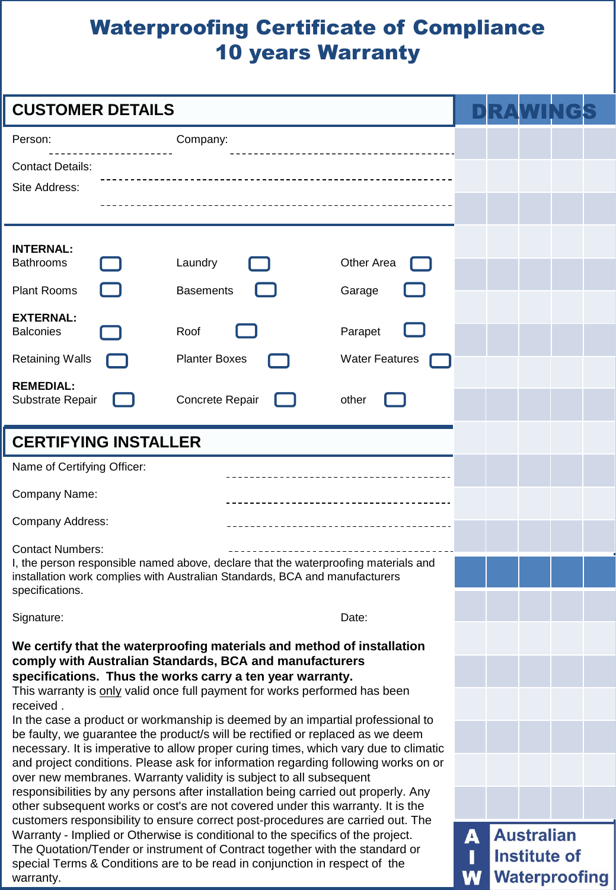# Waterproofing Certificate of Compliance
# 10 years Warranty

## CUSTOMER DETAILS

Person: ---------------------- Company: ----------------------

Contact Details: ----------------------

Site Address: ----------------------

**INTERNAL:**

| | | |
|---|---|---|
| Bathrooms ☐ | Laundry ☐ | Other Area ☐ |
| Plant Rooms ☐ | Basements ☐ | Garage ☐ |

**EXTERNAL:**

| | | |
|---|---|---|
| Balconies ☐ | Roof ☐ | Parapet ☐ |
| Retaining Walls ☐ | Planter Boxes ☐ | Water Features ☐ |

**REMEDIAL:**

| | | |
|---|---|---|
| Substrate Repair ☐ | Concrete Repair ☐ | other ☐ |

## DRAWINGS

## CERTIFYING INSTALLER

Name of Certifying Officer: ----------------------

Company Name: ----------------------

Company Address: ----------------------

Contact Numbers: ----------------------

I, the person responsible named above, declare that the waterproofing materials and installation work complies with Australian Standards, BCA and manufacturers specifications.

Signature: Date:

**We certify that the waterproofing materials and method of installation comply with Australian Standards, BCA and manufacturers specifications. Thus the works carry a ten year warranty.**

This warranty is only valid once full payment for works performed has been received .

In the case a product or workmanship is deemed by an impartial professional to be faulty, we guarantee the product/s will be rectified or replaced as we deem necessary. It is imperative to allow proper curing times, which vary due to climatic and project conditions. Please ask for information regarding following works on or over new membranes. Warranty validity is subject to all subsequent responsibilities by any persons after installation being carried out properly. Any other subsequent works or cost's are not covered under this warranty. It is the customers responsibility to ensure correct post-procedures are carried out. The Warranty - Implied or Otherwise is conditional to the specifics of the project.

The Quotation/Tender or instrument of Contract together with the standard or special Terms & Conditions are to be read in conjunction in respect of the warranty.

**AIW** Australian Institute of Waterproofing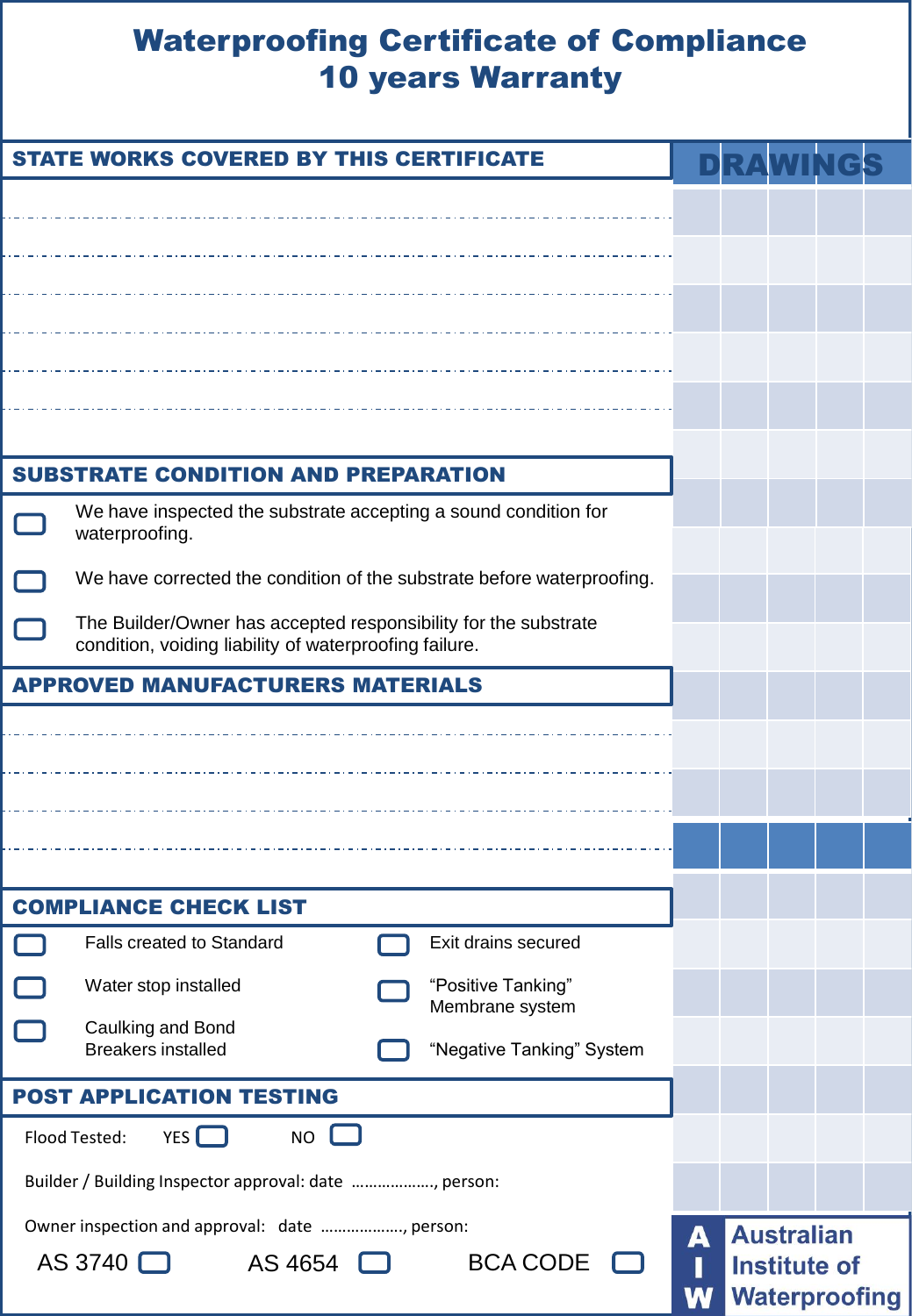# Waterproofing Certificate of Compliance
# 10 years Warranty

## STATE WORKS COVERED BY THIS CERTIFICATE

## DRAWINGS

## SUBSTRATE CONDITION AND PREPARATION

- ☐ We have inspected the substrate accepting a sound condition for waterproofing.
- ☐ We have corrected the condition of the substrate before waterproofing.
- ☐ The Builder/Owner has accepted responsibility for the substrate condition, voiding liability of waterproofing failure.

## APPROVED MANUFACTURERS MATERIALS

## COMPLIANCE CHECK LIST

- ☐ Falls created to Standard
- ☐ Water stop installed
- ☐ Caulking and Bond Breakers installed
- ☐ Exit drains secured
- ☐ "Positive Tanking" Membrane system
- ☐ "Negative Tanking" System

## POST APPLICATION TESTING

Flood Tested: YES ☐ NO ☐

Builder / Building Inspector approval: date ………………., person:

Owner inspection and approval: date ………………., person:

AS 3740 ☐ AS 4654 ☐ BCA CODE ☐

**AIW** Australian Institute of Waterproofing